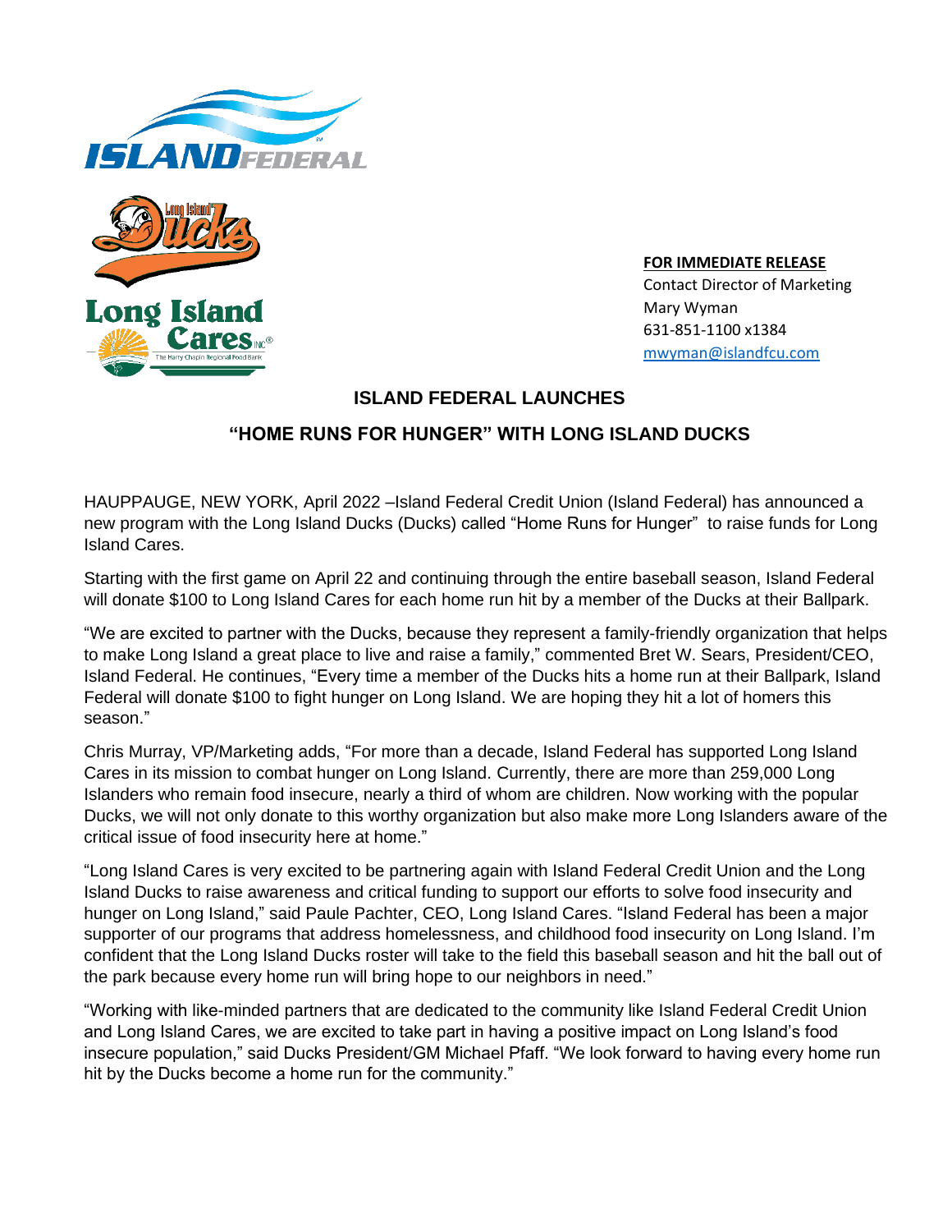**FOR IMMEDIATE RELEASE**
Contact Director of Marketing
Mary Wyman
631-851-1100 x1384
mwyman@islandfcu.com

## ISLAND FEDERAL LAUNCHES

## "HOME RUNS FOR HUNGER" WITH LONG ISLAND DUCKS

HAUPPAUGE, NEW YORK, April 2022 –Island Federal Credit Union (Island Federal) has announced a new program with the Long Island Ducks (Ducks) called "Home Runs for Hunger" to raise funds for Long Island Cares.

Starting with the first game on April 22 and continuing through the entire baseball season, Island Federal will donate $100 to Long Island Cares for each home run hit by a member of the Ducks at their Ballpark.

"We are excited to partner with the Ducks, because they represent a family-friendly organization that helps to make Long Island a great place to live and raise a family," commented Bret W. Sears, President/CEO, Island Federal. He continues, "Every time a member of the Ducks hits a home run at their Ballpark, Island Federal will donate $100 to fight hunger on Long Island. We are hoping they hit a lot of homers this season."

Chris Murray, VP/Marketing adds, "For more than a decade, Island Federal has supported Long Island Cares in its mission to combat hunger on Long Island. Currently, there are more than 259,000 Long Islanders who remain food insecure, nearly a third of whom are children. Now working with the popular Ducks, we will not only donate to this worthy organization but also make more Long Islanders aware of the critical issue of food insecurity here at home."

"Long Island Cares is very excited to be partnering again with Island Federal Credit Union and the Long Island Ducks to raise awareness and critical funding to support our efforts to solve food insecurity and hunger on Long Island," said Paule Pachter, CEO, Long Island Cares. "Island Federal has been a major supporter of our programs that address homelessness, and childhood food insecurity on Long Island. I'm confident that the Long Island Ducks roster will take to the field this baseball season and hit the ball out of the park because every home run will bring hope to our neighbors in need."

"Working with like-minded partners that are dedicated to the community like Island Federal Credit Union and Long Island Cares, we are excited to take part in having a positive impact on Long Island's food insecure population," said Ducks President/GM Michael Pfaff. "We look forward to having every home run hit by the Ducks become a home run for the community."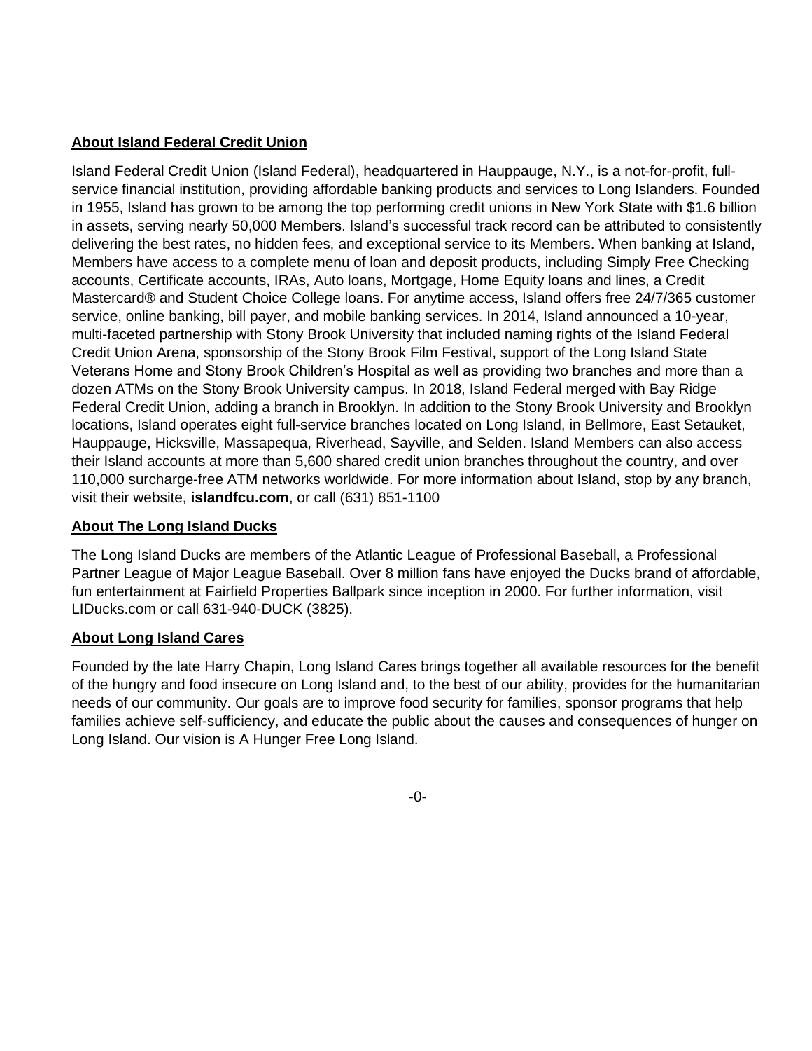**About Island Federal Credit Union**

Island Federal Credit Union (Island Federal), headquartered in Hauppauge, N.Y., is a not-for-profit, full-service financial institution, providing affordable banking products and services to Long Islanders. Founded in 1955, Island has grown to be among the top performing credit unions in New York State with $1.6 billion in assets, serving nearly 50,000 Members. Island's successful track record can be attributed to consistently delivering the best rates, no hidden fees, and exceptional service to its Members. When banking at Island, Members have access to a complete menu of loan and deposit products, including Simply Free Checking accounts, Certificate accounts, IRAs, Auto loans, Mortgage, Home Equity loans and lines, a Credit Mastercard® and Student Choice College loans. For anytime access, Island offers free 24/7/365 customer service, online banking, bill payer, and mobile banking services. In 2014, Island announced a 10-year, multi-faceted partnership with Stony Brook University that included naming rights of the Island Federal Credit Union Arena, sponsorship of the Stony Brook Film Festival, support of the Long Island State Veterans Home and Stony Brook Children's Hospital as well as providing two branches and more than a dozen ATMs on the Stony Brook University campus. In 2018, Island Federal merged with Bay Ridge Federal Credit Union, adding a branch in Brooklyn. In addition to the Stony Brook University and Brooklyn locations, Island operates eight full-service branches located on Long Island, in Bellmore, East Setauket, Hauppauge, Hicksville, Massapequa, Riverhead, Sayville, and Selden. Island Members can also access their Island accounts at more than 5,600 shared credit union branches throughout the country, and over 110,000 surcharge-free ATM networks worldwide. For more information about Island, stop by any branch, visit their website, **islandfcu.com**, or call (631) 851-1100

**About The Long Island Ducks**

The Long Island Ducks are members of the Atlantic League of Professional Baseball, a Professional Partner League of Major League Baseball. Over 8 million fans have enjoyed the Ducks brand of affordable, fun entertainment at Fairfield Properties Ballpark since inception in 2000. For further information, visit LIDucks.com or call 631-940-DUCK (3825).

**About Long Island Cares**

Founded by the late Harry Chapin, Long Island Cares brings together all available resources for the benefit of the hungry and food insecure on Long Island and, to the best of our ability, provides for the humanitarian needs of our community. Our goals are to improve food security for families, sponsor programs that help families achieve self-sufficiency, and educate the public about the causes and consequences of hunger on Long Island. Our vision is A Hunger Free Long Island.

-0-